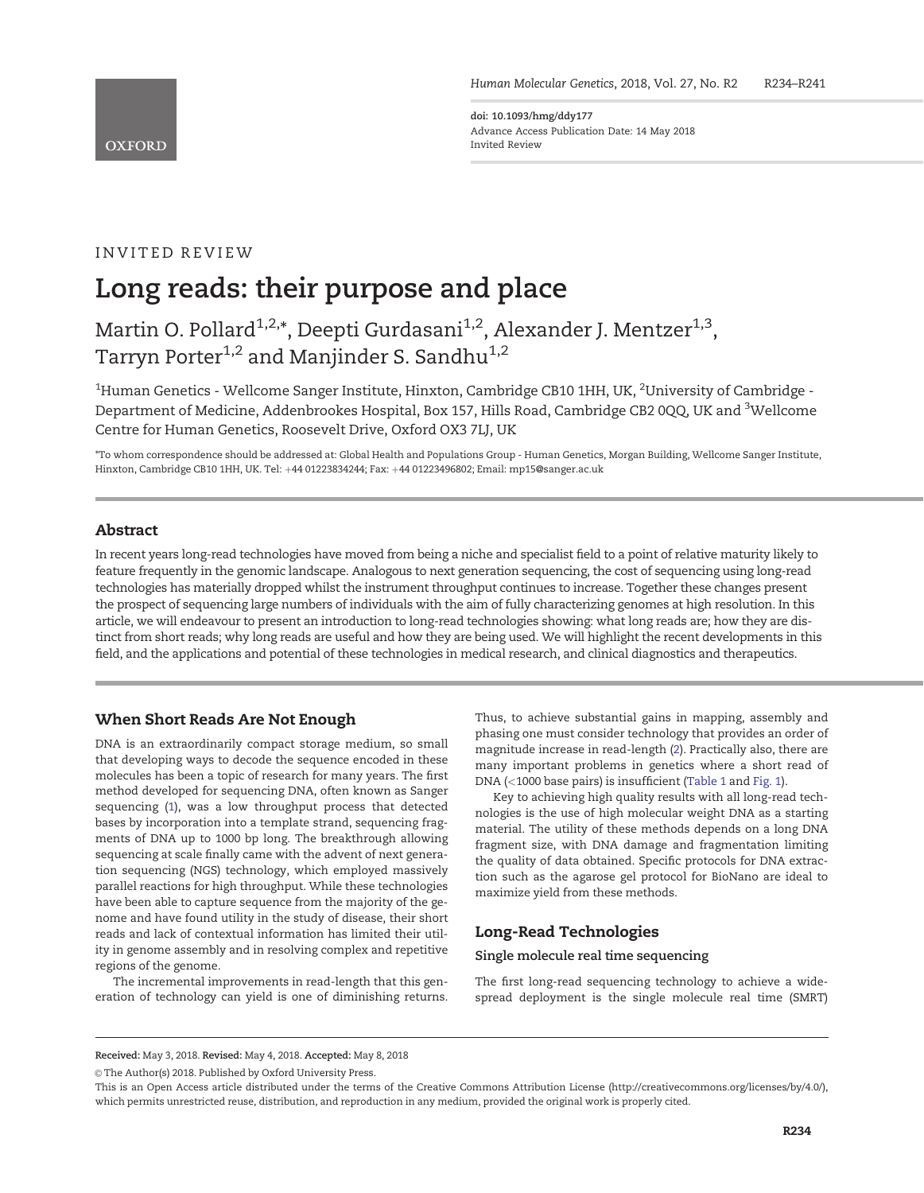INVITED REVIEW

# Long reads: their purpose and place

Martin O. Pollard[1,2,*], Deepti Gurdasani[1,2], Alexander J. Mentzer[1,3], Tarryn Porter[1,2] and Manjinder S. Sandhu[1,2]

[1]Human Genetics - Wellcome Sanger Institute, Hinxton, Cambridge CB10 1HH, UK, [2]University of Cambridge - Department of Medicine, Addenbrookes Hospital, Box 157, Hills Road, Cambridge CB2 0QQ, UK and [3]Wellcome Centre for Human Genetics, Roosevelt Drive, Oxford OX3 7LJ, UK

*To whom correspondence should be addressed at: Global Health and Populations Group - Human Genetics, Morgan Building, Wellcome Sanger Institute, Hinxton, Cambridge CB10 1HH, UK. Tel: +44 01223834244; Fax: +44 01223496802; Email: mp15@sanger.ac.uk

## Abstract

In recent years long-read technologies have moved from being a niche and specialist field to a point of relative maturity likely to feature frequently in the genomic landscape. Analogous to next generation sequencing, the cost of sequencing using long-read technologies has materially dropped whilst the instrument throughput continues to increase. Together these changes present the prospect of sequencing large numbers of individuals with the aim of fully characterizing genomes at high resolution. In this article, we will endeavour to present an introduction to long-read technologies showing: what long reads are; how they are distinct from short reads; why long reads are useful and how they are being used. We will highlight the recent developments in this field, and the applications and potential of these technologies in medical research, and clinical diagnostics and therapeutics.

## When Short Reads Are Not Enough

DNA is an extraordinarily compact storage medium, so small that developing ways to decode the sequence encoded in these molecules has been a topic of research for many years. The first method developed for sequencing DNA, often known as Sanger sequencing (1), was a low throughput process that detected bases by incorporation into a template strand, sequencing fragments of DNA up to 1000 bp long. The breakthrough allowing sequencing at scale finally came with the advent of next generation sequencing (NGS) technology, which employed massively parallel reactions for high throughput. While these technologies have been able to capture sequence from the majority of the genome and have found utility in the study of disease, their short reads and lack of contextual information has limited their utility in genome assembly and in resolving complex and repetitive regions of the genome.

The incremental improvements in read-length that this generation of technology can yield is one of diminishing returns. Thus, to achieve substantial gains in mapping, assembly and phasing one must consider technology that provides an order of magnitude increase in read-length (2). Practically also, there are many important problems in genetics where a short read of DNA (<1000 base pairs) is insufficient (Table 1 and Fig. 1).

Key to achieving high quality results with all long-read technologies is the use of high molecular weight DNA as a starting material. The utility of these methods depends on a long DNA fragment size, with DNA damage and fragmentation limiting the quality of data obtained. Specific protocols for DNA extraction such as the agarose gel protocol for BioNano are ideal to maximize yield from these methods.

## Long-Read Technologies

### Single molecule real time sequencing

The first long-read sequencing technology to achieve a widespread deployment is the single molecule real time (SMRT)

**Received:** May 3, 2018. **Revised:** May 4, 2018. **Accepted:** May 8, 2018

© The Author(s) 2018. Published by Oxford University Press.

This is an Open Access article distributed under the terms of the Creative Commons Attribution License (http://creativecommons.org/licenses/by/4.0/), which permits unrestricted reuse, distribution, and reproduction in any medium, provided the original work is properly cited.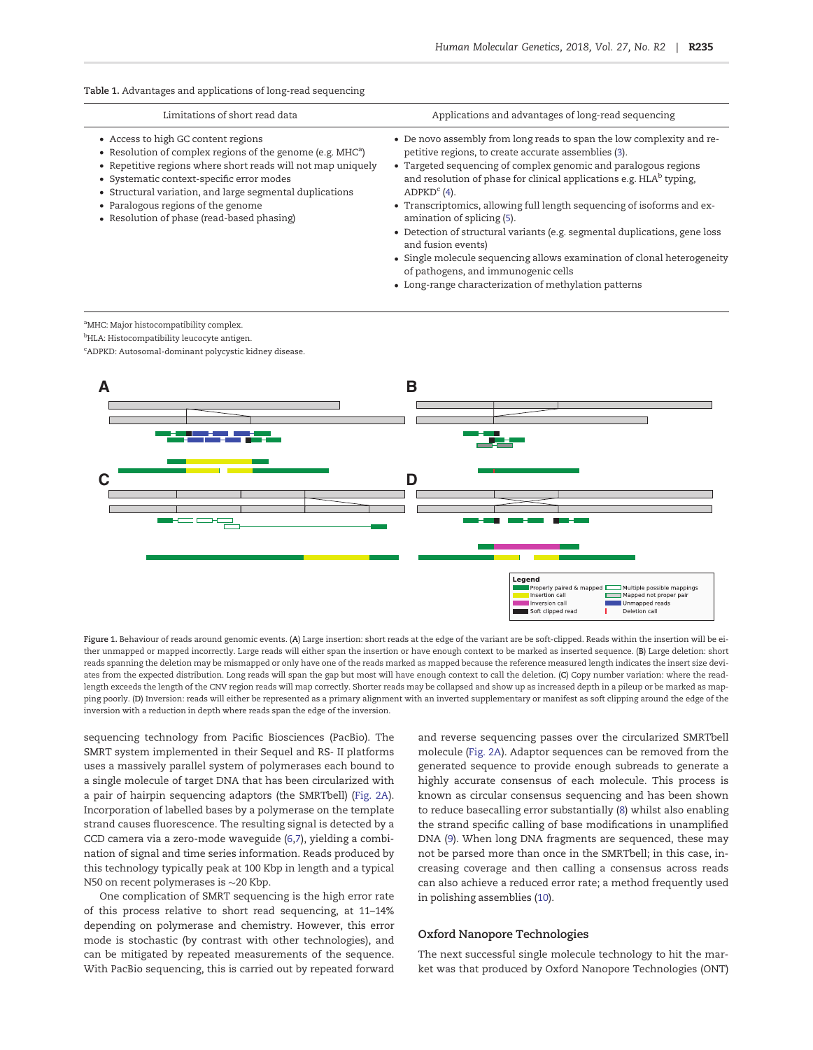Table 1. Advantages and applications of long-read sequencing

| Limitations of short read data | Applications and advantages of long-read sequencing |
|---|---|
| • Access to high GC content regions<br>• Resolution of complex regions of the genome (e.g. MHC[a])<br>• Repetitive regions where short reads will not map uniquely<br>• Systematic context-specific error modes<br>• Structural variation, and large segmental duplications<br>• Paralogous regions of the genome<br>• Resolution of phase (read-based phasing) | • De novo assembly from long reads to span the low complexity and repetitive regions, to create accurate assemblies (3).<br>• Targeted sequencing of complex genomic and paralogous regions and resolution of phase for clinical applications e.g. HLA[b] typing, ADPKD[c] (4).<br>• Transcriptomics, allowing full length sequencing of isoforms and examination of splicing (5).<br>• Detection of structural variants (e.g. segmental duplications, gene loss and fusion events)<br>• Single molecule sequencing allows examination of clonal heterogeneity of pathogens, and immunogenic cells<br>• Long-range characterization of methylation patterns |

[a]MHC: Major histocompatibility complex.
[b]HLA: Histocompatibility leucocyte antigen.
[c]ADPKD: Autosomal-dominant polycystic kidney disease.

Figure 1. Behaviour of reads around genomic events. (A) Large insertion: short reads at the edge of the variant are be soft-clipped. Reads within the insertion will be either unmapped or mapped incorrectly. Large reads will either span the insertion or have enough context to be marked as inserted sequence. (B) Large deletion: short reads spanning the deletion may be mismapped or only have one of the reads marked as mapped because the reference measured length indicates the insert size deviates from the expected distribution. Long reads will span the gap but most will have enough context to call the deletion. (C) Copy number variation: where the read-length exceeds the length of the CNV region reads will map correctly. Shorter reads may be collapsed and show up as increased depth in a pileup or be marked as mapping poorly. (D) Inversion: reads will either be represented as a primary alignment with an inverted supplementary or manifest as soft clipping around the edge of the inversion with a reduction in depth where reads span the edge of the inversion.

sequencing technology from Pacific Biosciences (PacBio). The SMRT system implemented in their Sequel and RS- II platforms uses a massively parallel system of polymerases each bound to a single molecule of target DNA that has been circularized with a pair of hairpin sequencing adaptors (the SMRTbell) (Fig. 2A). Incorporation of labelled bases by a polymerase on the template strand causes fluorescence. The resulting signal is detected by a CCD camera via a zero-mode waveguide (6,7), yielding a combination of signal and time series information. Reads produced by this technology typically peak at 100 Kbp in length and a typical N50 on recent polymerases is ~20 Kbp.

One complication of SMRT sequencing is the high error rate of this process relative to short read sequencing, at 11–14% depending on polymerase and chemistry. However, this error mode is stochastic (by contrast with other technologies), and can be mitigated by repeated measurements of the sequence. With PacBio sequencing, this is carried out by repeated forward and reverse sequencing passes over the circularized SMRTbell molecule (Fig. 2A). Adaptor sequences can be removed from the generated sequence to provide enough subreads to generate a highly accurate consensus of each molecule. This process is known as circular consensus sequencing and has been shown to reduce basecalling error substantially (8) whilst also enabling the strand specific calling of base modifications in unamplified DNA (9). When long DNA fragments are sequenced, these may not be parsed more than once in the SMRTbell; in this case, increasing coverage and then calling a consensus across reads can also achieve a reduced error rate; a method frequently used in polishing assemblies (10).

## Oxford Nanopore Technologies

The next successful single molecule technology to hit the market was that produced by Oxford Nanopore Technologies (ONT)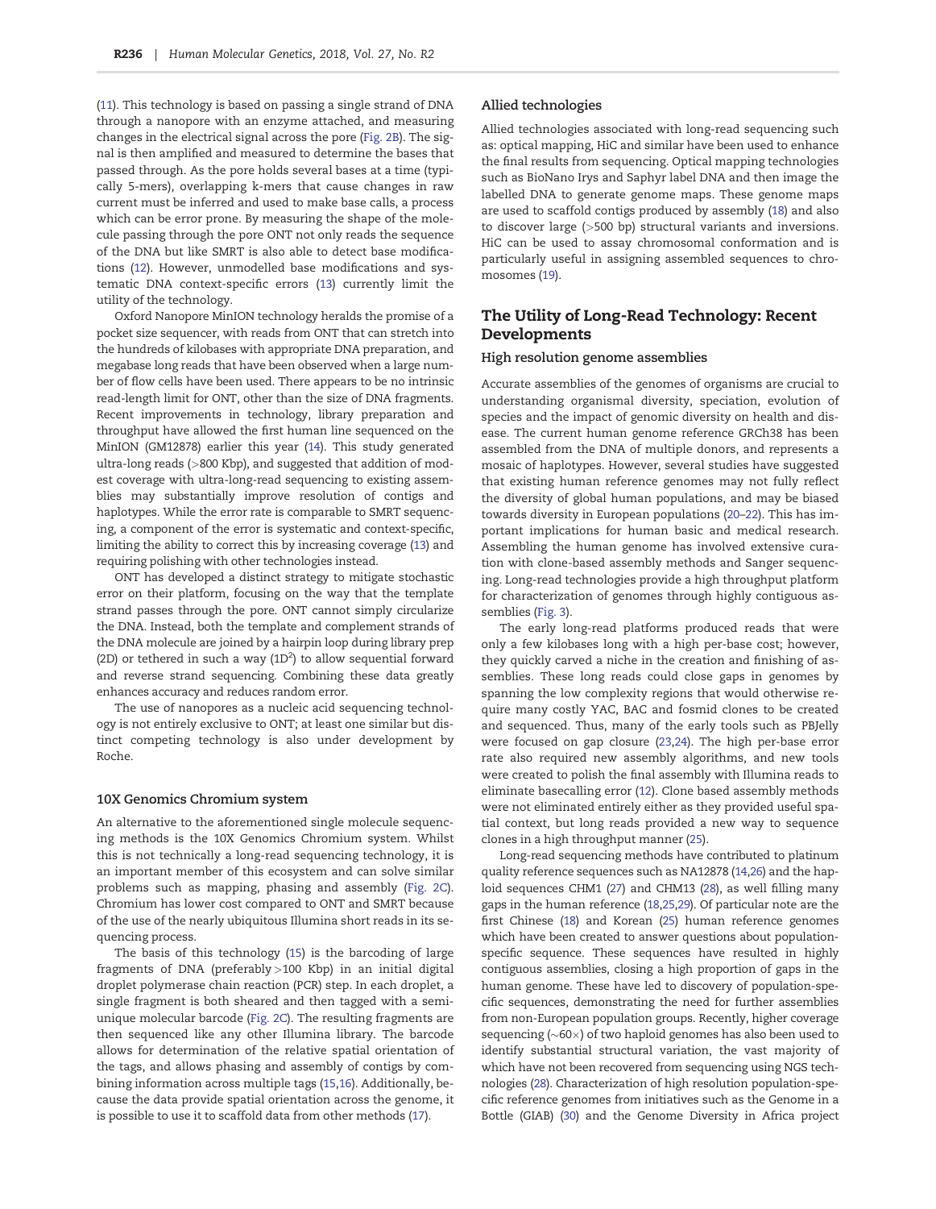(11). This technology is based on passing a single strand of DNA through a nanopore with an enzyme attached, and measuring changes in the electrical signal across the pore (Fig. 2B). The signal is then amplified and measured to determine the bases that passed through. As the pore holds several bases at a time (typically 5-mers), overlapping k-mers that cause changes in raw current must be inferred and used to make base calls, a process which can be error prone. By measuring the shape of the molecule passing through the pore ONT not only reads the sequence of the DNA but like SMRT is also able to detect base modifications (12). However, unmodelled base modifications and systematic DNA context-specific errors (13) currently limit the utility of the technology.

Oxford Nanopore MinION technology heralds the promise of a pocket size sequencer, with reads from ONT that can stretch into the hundreds of kilobases with appropriate DNA preparation, and megabase long reads that have been observed when a large number of flow cells have been used. There appears to be no intrinsic read-length limit for ONT, other than the size of DNA fragments. Recent improvements in technology, library preparation and throughput have allowed the first human line sequenced on the MinION (GM12878) earlier this year (14). This study generated ultra-long reads (>800 Kbp), and suggested that addition of modest coverage with ultra-long-read sequencing to existing assemblies may substantially improve resolution of contigs and haplotypes. While the error rate is comparable to SMRT sequencing, a component of the error is systematic and context-specific, limiting the ability to correct this by increasing coverage (13) and requiring polishing with other technologies instead.

ONT has developed a distinct strategy to mitigate stochastic error on their platform, focusing on the way that the template strand passes through the pore. ONT cannot simply circularize the DNA. Instead, both the template and complement strands of the DNA molecule are joined by a hairpin loop during library prep (2D) or tethered in such a way ($1D^2$) to allow sequential forward and reverse strand sequencing. Combining these data greatly enhances accuracy and reduces random error.

The use of nanopores as a nucleic acid sequencing technology is not entirely exclusive to ONT; at least one similar but distinct competing technology is also under development by Roche.

### 10X Genomics Chromium system

An alternative to the aforementioned single molecule sequencing methods is the 10X Genomics Chromium system. Whilst this is not technically a long-read sequencing technology, it is an important member of this ecosystem and can solve similar problems such as mapping, phasing and assembly (Fig. 2C). Chromium has lower cost compared to ONT and SMRT because of the use of the nearly ubiquitous Illumina short reads in its sequencing process.

The basis of this technology (15) is the barcoding of large fragments of DNA (preferably >100 Kbp) in an initial digital droplet polymerase chain reaction (PCR) step. In each droplet, a single fragment is both sheared and then tagged with a semi-unique molecular barcode (Fig. 2C). The resulting fragments are then sequenced like any other Illumina library. The barcode allows for determination of the relative spatial orientation of the tags, and allows phasing and assembly of contigs by combining information across multiple tags (15,16). Additionally, because the data provide spatial orientation across the genome, it is possible to use it to scaffold data from other methods (17).

### Allied technologies

Allied technologies associated with long-read sequencing such as: optical mapping, HiC and similar have been used to enhance the final results from sequencing. Optical mapping technologies such as BioNano Irys and Saphyr label DNA and then image the labelled DNA to generate genome maps. These genome maps are used to scaffold contigs produced by assembly (18) and also to discover large (>500 bp) structural variants and inversions. HiC can be used to assay chromosomal conformation and is particularly useful in assigning assembled sequences to chromosomes (19).

## The Utility of Long-Read Technology: Recent Developments

### High resolution genome assemblies

Accurate assemblies of the genomes of organisms are crucial to understanding organismal diversity, speciation, evolution of species and the impact of genomic diversity on health and disease. The current human genome reference GRCh38 has been assembled from the DNA of multiple donors, and represents a mosaic of haplotypes. However, several studies have suggested that existing human reference genomes may not fully reflect the diversity of global human populations, and may be biased towards diversity in European populations (20–22). This has important implications for human basic and medical research. Assembling the human genome has involved extensive curation with clone-based assembly methods and Sanger sequencing. Long-read technologies provide a high throughput platform for characterization of genomes through highly contiguous assemblies (Fig. 3).

The early long-read platforms produced reads that were only a few kilobases long with a high per-base cost; however, they quickly carved a niche in the creation and finishing of assemblies. These long reads could close gaps in genomes by spanning the low complexity regions that would otherwise require many costly YAC, BAC and fosmid clones to be created and sequenced. Thus, many of the early tools such as PBJelly were focused on gap closure (23,24). The high per-base error rate also required new assembly algorithms, and new tools were created to polish the final assembly with Illumina reads to eliminate basecalling error (12). Clone based assembly methods were not eliminated entirely either as they provided useful spatial context, but long reads provided a new way to sequence clones in a high throughput manner (25).

Long-read sequencing methods have contributed to platinum quality reference sequences such as NA12878 (14,26) and the haploid sequences CHM1 (27) and CHM13 (28), as well filling many gaps in the human reference (18,25,29). Of particular note are the first Chinese (18) and Korean (25) human reference genomes which have been created to answer questions about population-specific sequence. These sequences have resulted in highly contiguous assemblies, closing a high proportion of gaps in the human genome. These have led to discovery of population-specific sequences, demonstrating the need for further assemblies from non-European population groups. Recently, higher coverage sequencing (~60×) of two haploid genomes has also been used to identify substantial structural variation, the vast majority of which have not been recovered from sequencing using NGS technologies (28). Characterization of high resolution population-specific reference genomes from initiatives such as the Genome in a Bottle (GIAB) (30) and the Genome Diversity in Africa project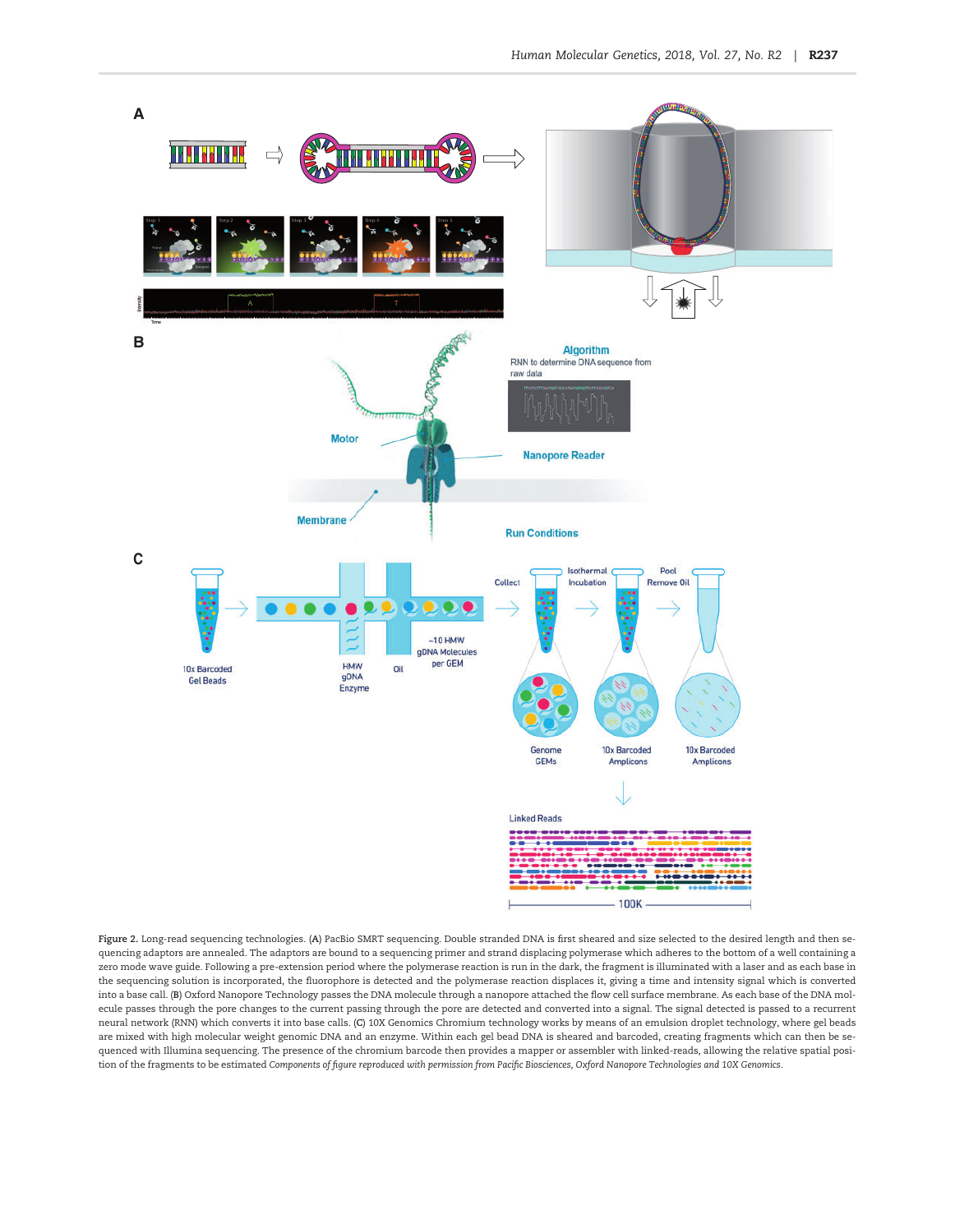Figure 2. Long-read sequencing technologies. (A) PacBio SMRT sequencing. Double stranded DNA is first sheared and then size selected to the desired length and then sequencing adaptors are annealed. The adaptors are bound to a sequencing primer and strand displacing polymerase which adheres to the bottom of a well containing a zero mode wave guide. Following a pre-extension period where the polymerase reaction is run in the dark, the fragment is illuminated with a laser and as each base in the sequencing solution is incorporated, the fluorophore is detected and the polymerase reaction displaces it, giving a time and intensity signal which is converted into a base call. (B) Oxford Nanopore Technology passes the DNA molecule through a nanopore attached the flow cell surface membrane. As each base of the DNA molecule passes through the pore changes to the current passing through the pore are detected and converted into a signal. The signal detected is passed to a recurrent neural network (RNN) which converts it into base calls. (C) 10X Genomics Chromium technology works by means of an emulsion droplet technology, where gel beads are mixed with high molecular weight genomic DNA and an enzyme. Within each gel bead DNA is sheared and barcoded, creating fragments which can then be sequenced with Illumina sequencing. The presence of the chromium barcode then provides a mapper or assembler with linked-reads, allowing the relative spatial position of the fragments to be estimated *Components of figure reproduced with permission from Pacific Biosciences, Oxford Nanopore Technologies and 10X Genomics.*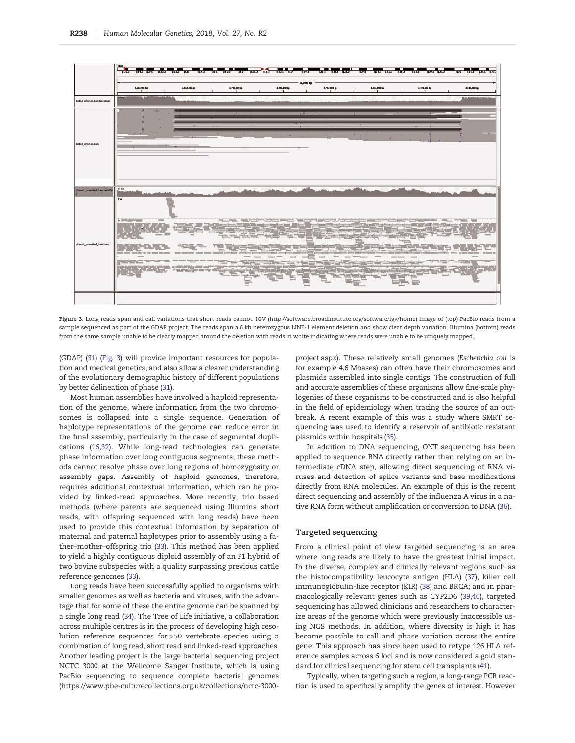Figure 3. Long reads span and call variations that short reads cannot. IGV (http://software.broadinstitute.org/software/igv/home) image of (top) PacBio reads from a sample sequenced as part of the GDAP project. The reads span a 6 kb heterozygous LINE-1 element deletion and show clear depth variation. Illumina (bottom) reads from the same sample unable to be clearly mapped around the deletion with reads in white indicating where reads were unable to be uniquely mapped.

(GDAP) (31) (Fig. 3) will provide important resources for population and medical genetics, and also allow a clearer understanding of the evolutionary demographic history of different populations by better delineation of phase (31).

Most human assemblies have involved a haploid representation of the genome, where information from the two chromosomes is collapsed into a single sequence. Generation of haplotype representations of the genome can reduce error in the final assembly, particularly in the case of segmental duplications (16,32). While long-read technologies can generate phase information over long contiguous segments, these methods cannot resolve phase over long regions of homozygosity or assembly gaps. Assembly of haploid genomes, therefore, requires additional contextual information, which can be provided by linked-read approaches. More recently, trio based methods (where parents are sequenced using Illumina short reads, with offspring sequenced with long reads) have been used to provide this contextual information by separation of maternal and paternal haplotypes prior to assembly using a father–mother–offspring trio (33). This method has been applied to yield a highly contiguous diploid assembly of an F1 hybrid of two bovine subspecies with a quality surpassing previous cattle reference genomes (33).

Long reads have been successfully applied to organisms with smaller genomes as well as bacteria and viruses, with the advantage that for some of these the entire genome can be spanned by a single long read (34). The Tree of Life initiative, a collaboration across multiple centres is in the process of developing high resolution reference sequences for >50 vertebrate species using a combination of long read, short read and linked-read approaches. Another leading project is the large bacterial sequencing project NCTC 3000 at the Wellcome Sanger Institute, which is using PacBio sequencing to sequence complete bacterial genomes (https://www.phe-culturecollections.org.uk/collections/nctc-3000-project.aspx). These relatively small genomes (*Escherichia coli* is for example 4.6 Mbases) can often have their chromosomes and plasmids assembled into single contigs. The construction of full and accurate assemblies of these organisms allow fine-scale phylogenies of these organisms to be constructed and is also helpful in the field of epidemiology when tracing the source of an outbreak. A recent example of this was a study where SMRT sequencing was used to identify a reservoir of antibiotic resistant plasmids within hospitals (35).

In addition to DNA sequencing, ONT sequencing has been applied to sequence RNA directly rather than relying on an intermediate cDNA step, allowing direct sequencing of RNA viruses and detection of splice variants and base modifications directly from RNA molecules. An example of this is the recent direct sequencing and assembly of the influenza A virus in a native RNA form without amplification or conversion to DNA (36).

## Targeted sequencing

From a clinical point of view targeted sequencing is an area where long reads are likely to have the greatest initial impact. In the diverse, complex and clinically relevant regions such as the histocompatibility leucocyte antigen (HLA) (37), killer cell immunoglobulin-like receptor (KIR) (38) and BRCA; and in pharmacologically relevant genes such as CYP2D6 (39,40), targeted sequencing has allowed clinicians and researchers to characterize areas of the genome which were previously inaccessible using NGS methods. In addition, where diversity is high it has become possible to call and phase variation across the entire gene. This approach has since been used to retype 126 HLA reference samples across 6 loci and is now considered a gold standard for clinical sequencing for stem cell transplants (41).

Typically, when targeting such a region, a long-range PCR reaction is used to specifically amplify the genes of interest. However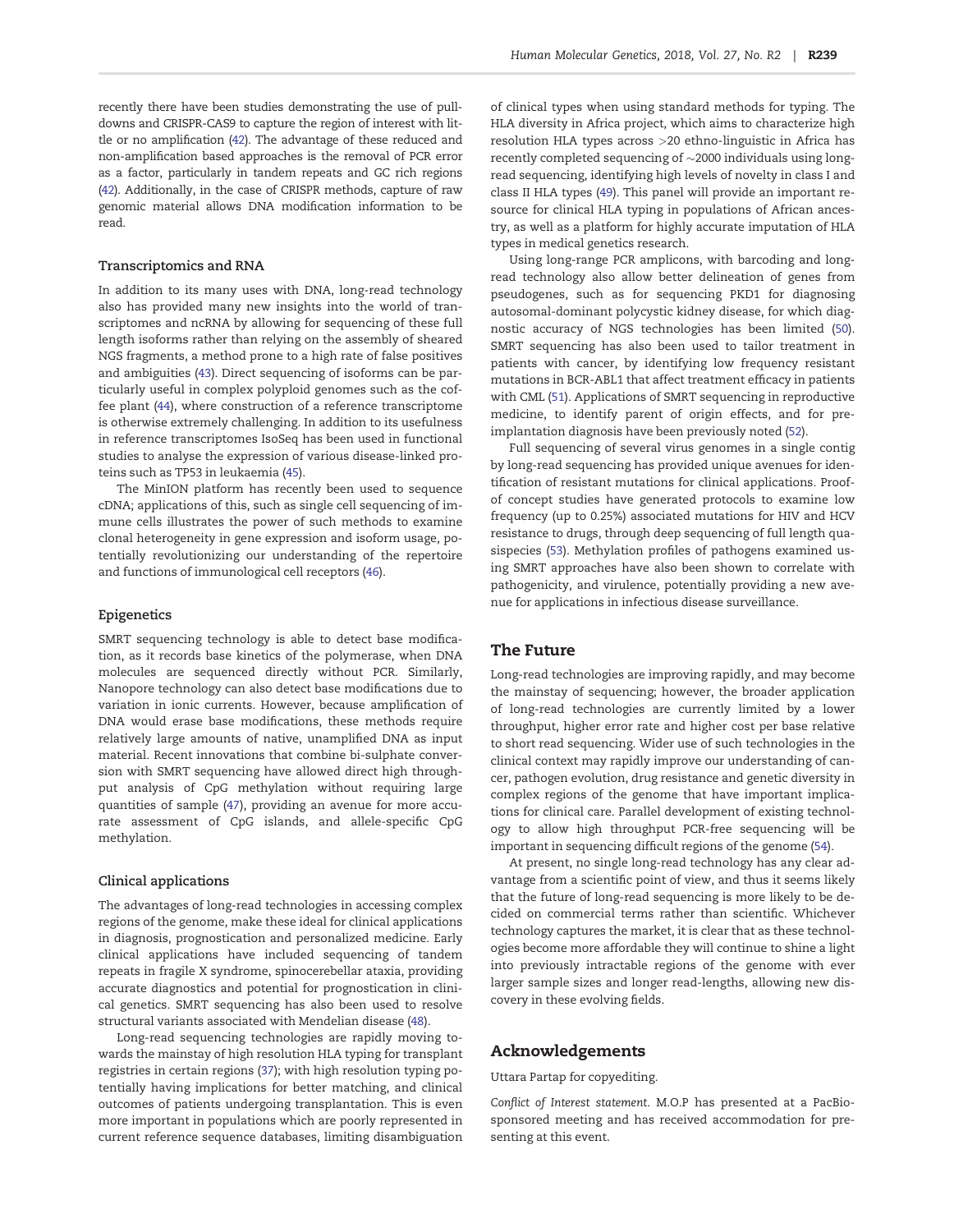recently there have been studies demonstrating the use of pull-downs and CRISPR-CAS9 to capture the region of interest with little or no amplification (42). The advantage of these reduced and non-amplification based approaches is the removal of PCR error as a factor, particularly in tandem repeats and GC rich regions (42). Additionally, in the case of CRISPR methods, capture of raw genomic material allows DNA modification information to be read.

### Transcriptomics and RNA

In addition to its many uses with DNA, long-read technology also has provided many new insights into the world of transcriptomes and ncRNA by allowing for sequencing of these full length isoforms rather than relying on the assembly of sheared NGS fragments, a method prone to a high rate of false positives and ambiguities (43). Direct sequencing of isoforms can be particularly useful in complex polyploid genomes such as the coffee plant (44), where construction of a reference transcriptome is otherwise extremely challenging. In addition to its usefulness in reference transcriptomes IsoSeq has been used in functional studies to analyse the expression of various disease-linked proteins such as TP53 in leukaemia (45).

The MinION platform has recently been used to sequence cDNA; applications of this, such as single cell sequencing of immune cells illustrates the power of such methods to examine clonal heterogeneity in gene expression and isoform usage, potentially revolutionizing our understanding of the repertoire and functions of immunological cell receptors (46).

### Epigenetics

SMRT sequencing technology is able to detect base modification, as it records base kinetics of the polymerase, when DNA molecules are sequenced directly without PCR. Similarly, Nanopore technology can also detect base modifications due to variation in ionic currents. However, because amplification of DNA would erase base modifications, these methods require relatively large amounts of native, unamplified DNA as input material. Recent innovations that combine bi-sulphate conversion with SMRT sequencing have allowed direct high throughput analysis of CpG methylation without requiring large quantities of sample (47), providing an avenue for more accurate assessment of CpG islands, and allele-specific CpG methylation.

### Clinical applications

The advantages of long-read technologies in accessing complex regions of the genome, make these ideal for clinical applications in diagnosis, prognostication and personalized medicine. Early clinical applications have included sequencing of tandem repeats in fragile X syndrome, spinocerebellar ataxia, providing accurate diagnostics and potential for prognostication in clinical genetics. SMRT sequencing has also been used to resolve structural variants associated with Mendelian disease (48).

Long-read sequencing technologies are rapidly moving towards the mainstay of high resolution HLA typing for transplant registries in certain regions (37); with high resolution typing potentially having implications for better matching, and clinical outcomes of patients undergoing transplantation. This is even more important in populations which are poorly represented in current reference sequence databases, limiting disambiguation of clinical types when using standard methods for typing. The HLA diversity in Africa project, which aims to characterize high resolution HLA types across >20 ethno-linguistic in Africa has recently completed sequencing of ~2000 individuals using long-read sequencing, identifying high levels of novelty in class I and class II HLA types (49). This panel will provide an important resource for clinical HLA typing in populations of African ancestry, as well as a platform for highly accurate imputation of HLA types in medical genetics research.

Using long-range PCR amplicons, with barcoding and long-read technology also allow better delineation of genes from pseudogenes, such as for sequencing PKD1 for diagnosing autosomal-dominant polycystic kidney disease, for which diagnostic accuracy of NGS technologies has been limited (50). SMRT sequencing has also been used to tailor treatment in patients with cancer, by identifying low frequency resistant mutations in BCR-ABL1 that affect treatment efficacy in patients with CML (51). Applications of SMRT sequencing in reproductive medicine, to identify parent of origin effects, and for pre-implantation diagnosis have been previously noted (52).

Full sequencing of several virus genomes in a single contig by long-read sequencing has provided unique avenues for identification of resistant mutations for clinical applications. Proof-of concept studies have generated protocols to examine low frequency (up to 0.25%) associated mutations for HIV and HCV resistance to drugs, through deep sequencing of full length quasispecies (53). Methylation profiles of pathogens examined using SMRT approaches have also been shown to correlate with pathogenicity, and virulence, potentially providing a new avenue for applications in infectious disease surveillance.

## The Future

Long-read technologies are improving rapidly, and may become the mainstay of sequencing; however, the broader application of long-read technologies are currently limited by a lower throughput, higher error rate and higher cost per base relative to short read sequencing. Wider use of such technologies in the clinical context may rapidly improve our understanding of cancer, pathogen evolution, drug resistance and genetic diversity in complex regions of the genome that have important implications for clinical care. Parallel development of existing technology to allow high throughput PCR-free sequencing will be important in sequencing difficult regions of the genome (54).

At present, no single long-read technology has any clear advantage from a scientific point of view, and thus it seems likely that the future of long-read sequencing is more likely to be decided on commercial terms rather than scientific. Whichever technology captures the market, it is clear that as these technologies become more affordable they will continue to shine a light into previously intractable regions of the genome with ever larger sample sizes and longer read-lengths, allowing new discovery in these evolving fields.

## Acknowledgements

Uttara Partap for copyediting.

*Conflict of Interest statement.* M.O.P has presented at a PacBio-sponsored meeting and has received accommodation for presenting at this event.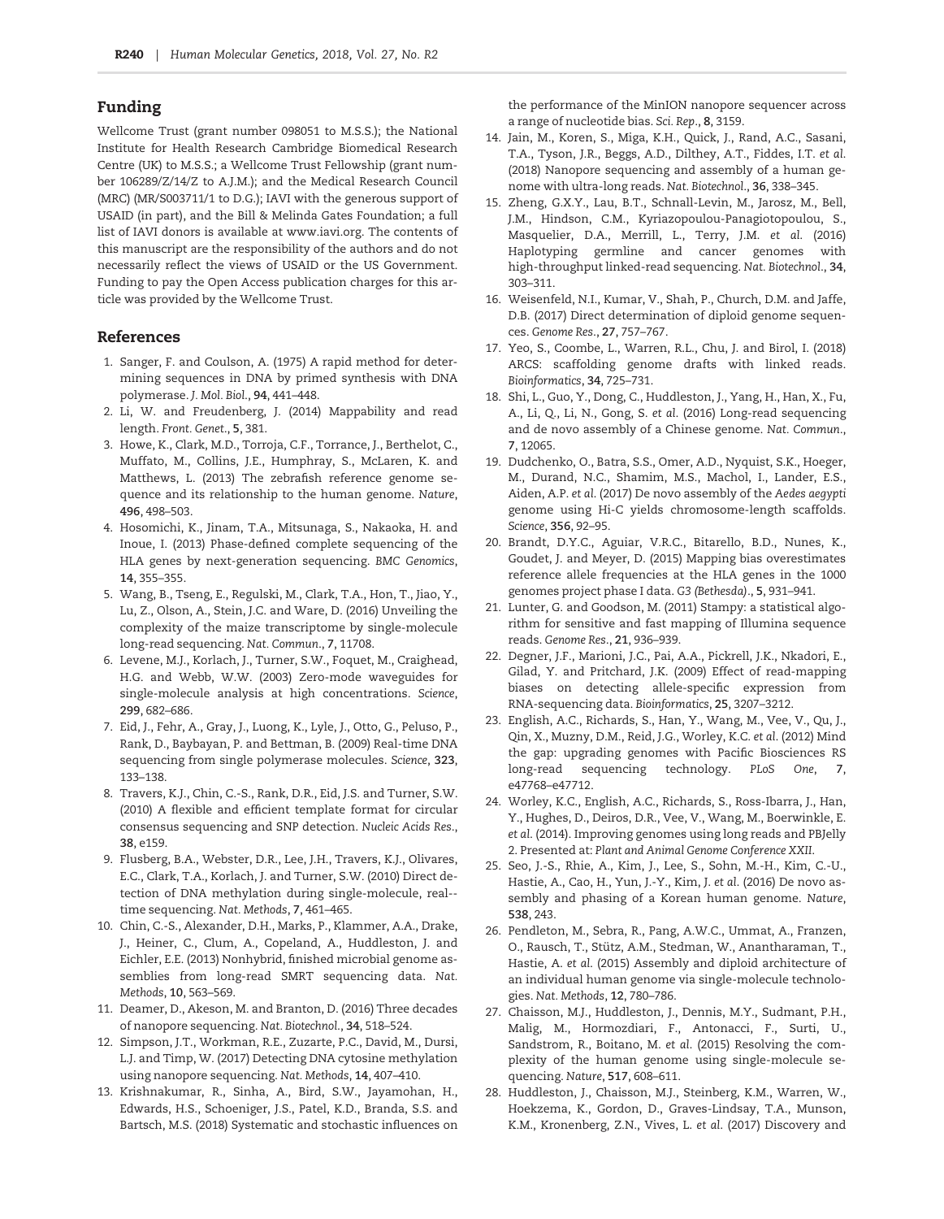## Funding

Wellcome Trust (grant number 098051 to M.S.S.); the National Institute for Health Research Cambridge Biomedical Research Centre (UK) to M.S.S.; a Wellcome Trust Fellowship (grant number 106289/Z/14/Z to A.J.M.); and the Medical Research Council (MRC) (MR/S003711/1 to D.G.); IAVI with the generous support of USAID (in part), and the Bill & Melinda Gates Foundation; a full list of IAVI donors is available at www.iavi.org. The contents of this manuscript are the responsibility of the authors and do not necessarily reflect the views of USAID or the US Government. Funding to pay the Open Access publication charges for this article was provided by the Wellcome Trust.

## References

1. Sanger, F. and Coulson, A. (1975) A rapid method for determining sequences in DNA by primed synthesis with DNA polymerase. *J. Mol. Biol.*, **94**, 441–448.
2. Li, W. and Freudenberg, J. (2014) Mappability and read length. *Front. Genet.*, **5**, 381.
3. Howe, K., Clark, M.D., Torroja, C.F., Torrance, J., Berthelot, C., Muffato, M., Collins, J.E., Humphray, S., McLaren, K. and Matthews, L. (2013) The zebrafish reference genome sequence and its relationship to the human genome. *Nature*, **496**, 498–503.
4. Hosomichi, K., Jinam, T.A., Mitsunaga, S., Nakaoka, H. and Inoue, I. (2013) Phase-defined complete sequencing of the HLA genes by next-generation sequencing. *BMC Genomics*, **14**, 355–355.
5. Wang, B., Tseng, E., Regulski, M., Clark, T.A., Hon, T., Jiao, Y., Lu, Z., Olson, A., Stein, J.C. and Ware, D. (2016) Unveiling the complexity of the maize transcriptome by single-molecule long-read sequencing. *Nat. Commun.*, **7**, 11708.
6. Levene, M.J., Korlach, J., Turner, S.W., Foquet, M., Craighead, H.G. and Webb, W.W. (2003) Zero-mode waveguides for single-molecule analysis at high concentrations. *Science*, **299**, 682–686.
7. Eid, J., Fehr, A., Gray, J., Luong, K., Lyle, J., Otto, G., Peluso, P., Rank, D., Baybayan, P. and Bettman, B. (2009) Real-time DNA sequencing from single polymerase molecules. *Science*, **323**, 133–138.
8. Travers, K.J., Chin, C.-S., Rank, D.R., Eid, J.S. and Turner, S.W. (2010) A flexible and efficient template format for circular consensus sequencing and SNP detection. *Nucleic Acids Res.*, **38**, e159.
9. Flusberg, B.A., Webster, D.R., Lee, J.H., Travers, K.J., Olivares, E.C., Clark, T.A., Korlach, J. and Turner, S.W. (2010) Direct detection of DNA methylation during single-molecule, real--time sequencing. *Nat. Methods*, **7**, 461–465.
10. Chin, C.-S., Alexander, D.H., Marks, P., Klammer, A.A., Drake, J., Heiner, C., Clum, A., Copeland, A., Huddleston, J. and Eichler, E.E. (2013) Nonhybrid, finished microbial genome assemblies from long-read SMRT sequencing data. *Nat. Methods*, **10**, 563–569.
11. Deamer, D., Akeson, M. and Branton, D. (2016) Three decades of nanopore sequencing. *Nat. Biotechnol.*, **34**, 518–524.
12. Simpson, J.T., Workman, R.E., Zuzarte, P.C., David, M., Dursi, L.J. and Timp, W. (2017) Detecting DNA cytosine methylation using nanopore sequencing. *Nat. Methods*, **14**, 407–410.
13. Krishnakumar, R., Sinha, A., Bird, S.W., Jayamohan, H., Edwards, H.S., Schoeniger, J.S., Patel, K.D., Branda, S.S. and Bartsch, M.S. (2018) Systematic and stochastic influences on the performance of the MinION nanopore sequencer across a range of nucleotide bias. *Sci. Rep.*, **8**, 3159.
14. Jain, M., Koren, S., Miga, K.H., Quick, J., Rand, A.C., Sasani, T.A., Tyson, J.R., Beggs, A.D., Dilthey, A.T., Fiddes, I.T. *et al.* (2018) Nanopore sequencing and assembly of a human genome with ultra-long reads. *Nat. Biotechnol.*, **36**, 338–345.
15. Zheng, G.X.Y., Lau, B.T., Schnall-Levin, M., Jarosz, M., Bell, J.M., Hindson, C.M., Kyriazopoulou-Panagiotopoulou, S., Masquelier, D.A., Merrill, L., Terry, J.M. *et al.* (2016) Haplotyping germline and cancer genomes with high-throughput linked-read sequencing. *Nat. Biotechnol.*, **34**, 303–311.
16. Weisenfeld, N.I., Kumar, V., Shah, P., Church, D.M. and Jaffe, D.B. (2017) Direct determination of diploid genome sequences. *Genome Res.*, **27**, 757–767.
17. Yeo, S., Coombe, L., Warren, R.L., Chu, J. and Birol, I. (2018) ARCS: scaffolding genome drafts with linked reads. *Bioinformatics*, **34**, 725–731.
18. Shi, L., Guo, Y., Dong, C., Huddleston, J., Yang, H., Han, X., Fu, A., Li, Q., Li, N., Gong, S. *et al.* (2016) Long-read sequencing and de novo assembly of a Chinese genome. *Nat. Commun.*, **7**, 12065.
19. Dudchenko, O., Batra, S.S., Omer, A.D., Nyquist, S.K., Hoeger, M., Durand, N.C., Shamim, M.S., Machol, I., Lander, E.S., Aiden, A.P. *et al.* (2017) De novo assembly of the *Aedes aegypti* genome using Hi-C yields chromosome-length scaffolds. *Science*, **356**, 92–95.
20. Brandt, D.Y.C., Aguiar, V.R.C., Bitarello, B.D., Nunes, K., Goudet, J. and Meyer, D. (2015) Mapping bias overestimates reference allele frequencies at the HLA genes in the 1000 genomes project phase I data. *G3 (Bethesda).*, **5**, 931–941.
21. Lunter, G. and Goodson, M. (2011) Stampy: a statistical algorithm for sensitive and fast mapping of Illumina sequence reads. *Genome Res.*, **21**, 936–939.
22. Degner, J.F., Marioni, J.C., Pai, A.A., Pickrell, J.K., Nkadori, E., Gilad, Y. and Pritchard, J.K. (2009) Effect of read-mapping biases on detecting allele-specific expression from RNA-sequencing data. *Bioinformatics*, **25**, 3207–3212.
23. English, A.C., Richards, S., Han, Y., Wang, M., Vee, V., Qu, J., Qin, X., Muzny, D.M., Reid, J.G., Worley, K.C. *et al.* (2012) Mind the gap: upgrading genomes with Pacific Biosciences RS long-read sequencing technology. *PLoS One*, **7**, e47768–e47712.
24. Worley, K.C., English, A.C., Richards, S., Ross-Ibarra, J., Han, Y., Hughes, D., Deiros, D.R., Vee, V., Wang, M., Boerwinkle, E. *et al.* (2014). Improving genomes using long reads and PBJelly 2. Presented at: *Plant and Animal Genome Conference XXII.*
25. Seo, J.-S., Rhie, A., Kim, J., Lee, S., Sohn, M.-H., Kim, C.-U., Hastie, A., Cao, H., Yun, J.-Y., Kim, J. *et al.* (2016) De novo assembly and phasing of a Korean human genome. *Nature*, **538**, 243.
26. Pendleton, M., Sebra, R., Pang, A.W.C., Ummat, A., Franzen, O., Rausch, T., Stütz, A.M., Stedman, W., Anantharaman, T., Hastie, A. *et al.* (2015) Assembly and diploid architecture of an individual human genome via single-molecule technologies. *Nat. Methods*, **12**, 780–786.
27. Chaisson, M.J., Huddleston, J., Dennis, M.Y., Sudmant, P.H., Malig, M., Hormozdiari, F., Antonacci, F., Surti, U., Sandstrom, R., Boitano, M. *et al.* (2015) Resolving the complexity of the human genome using single-molecule sequencing. *Nature*, **517**, 608–611.
28. Huddleston, J., Chaisson, M.J., Steinberg, K.M., Warren, W., Hoekzema, K., Gordon, D., Graves-Lindsay, T.A., Munson, K.M., Kronenberg, Z.N., Vives, L. *et al.* (2017) Discovery and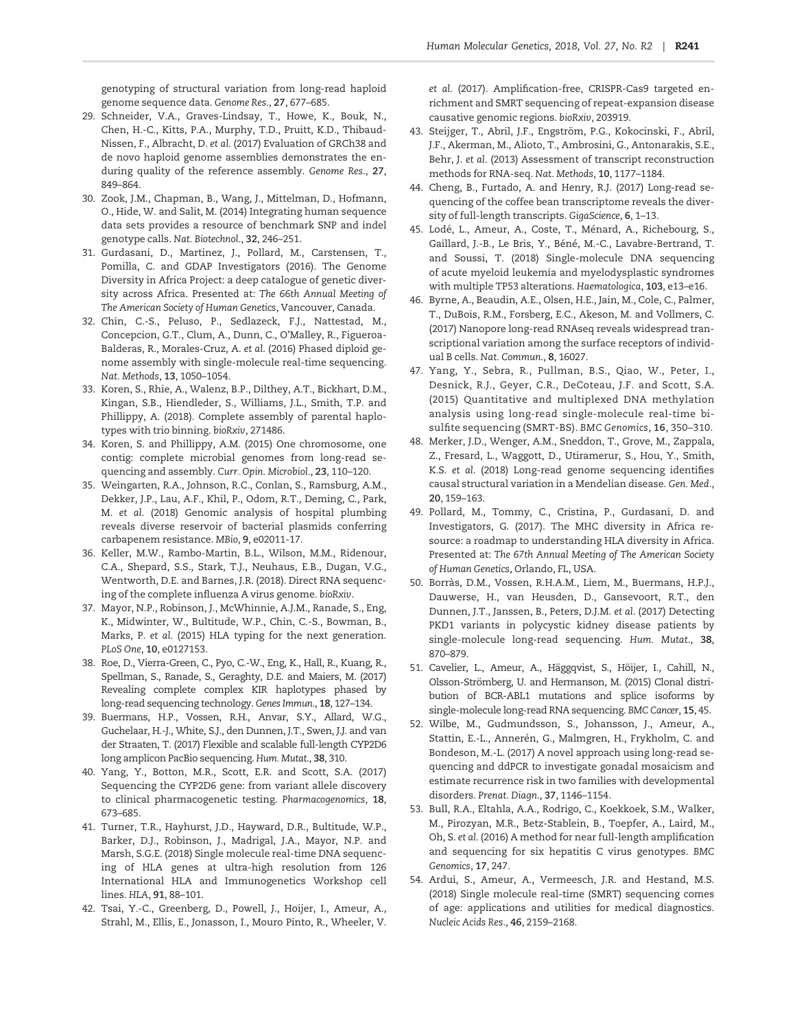genotyping of structural variation from long-read haploid genome sequence data. *Genome Res.*, **27**, 677–685.

29. Schneider, V.A., Graves-Lindsay, T., Howe, K., Bouk, N., Chen, H.-C., Kitts, P.A., Murphy, T.D., Pruitt, K.D., Thibaud-Nissen, F., Albracht, D. *et al.* (2017) Evaluation of GRCh38 and de novo haploid genome assemblies demonstrates the enduring quality of the reference assembly. *Genome Res.*, **27**, 849–864.
30. Zook, J.M., Chapman, B., Wang, J., Mittelman, D., Hofmann, O., Hide, W. and Salit, M. (2014) Integrating human sequence data sets provides a resource of benchmark SNP and indel genotype calls. *Nat. Biotechnol.*, **32**, 246–251.
31. Gurdasani, D., Martinez, J., Pollard, M., Carstensen, T., Pomilla, C. and GDAP Investigators (2016). The Genome Diversity in Africa Project: a deep catalogue of genetic diversity across Africa. Presented at: *The 66th Annual Meeting of The American Society of Human Genetics*, Vancouver, Canada.
32. Chin, C.-S., Peluso, P., Sedlazeck, F.J., Nattestad, M., Concepcion, G.T., Clum, A., Dunn, C., O'Malley, R., Figueroa-Balderas, R., Morales-Cruz, A. *et al.* (2016) Phased diploid genome assembly with single-molecule real-time sequencing. *Nat. Methods*, **13**, 1050–1054.
33. Koren, S., Rhie, A., Walenz, B.P., Dilthey, A.T., Bickhart, D.M., Kingan, S.B., Hiendleder, S., Williams, J.L., Smith, T.P. and Phillippy, A. (2018). Complete assembly of parental haplotypes with trio binning. *bioRxiv*, 271486.
34. Koren, S. and Phillippy, A.M. (2015) One chromosome, one contig: complete microbial genomes from long-read sequencing and assembly. *Curr. Opin. Microbiol.*, **23**, 110–120.
35. Weingarten, R.A., Johnson, R.C., Conlan, S., Ramsburg, A.M., Dekker, J.P., Lau, A.F., Khil, P., Odom, R.T., Deming, C., Park, M. *et al.* (2018) Genomic analysis of hospital plumbing reveals diverse reservoir of bacterial plasmids conferring carbapenem resistance. *MBio*, **9**, e02011-17.
36. Keller, M.W., Rambo-Martin, B.L., Wilson, M.M., Ridenour, C.A., Shepard, S.S., Stark, T.J., Neuhaus, E.B., Dugan, V.G., Wentworth, D.E. and Barnes, J.R. (2018). Direct RNA sequencing of the complete influenza A virus genome. *bioRxiv*.
37. Mayor, N.P., Robinson, J., McWhinnie, A.J.M., Ranade, S., Eng, K., Midwinter, W., Bultitude, W.P., Chin, C.-S., Bowman, B., Marks, P. *et al.* (2015) HLA typing for the next generation. *PLoS One*, **10**, e0127153.
38. Roe, D., Vierra-Green, C., Pyo, C.-W., Eng, K., Hall, R., Kuang, R., Spellman, S., Ranade, S., Geraghty, D.E. and Maiers, M. (2017) Revealing complete complex KIR haplotypes phased by long-read sequencing technology. *Genes Immun.*, **18**, 127–134.
39. Buermans, H.P., Vossen, R.H., Anvar, S.Y., Allard, W.G., Guchelaar, H.-J., White, S.J., den Dunnen, J.T., Swen, J.J. and van der Straaten, T. (2017) Flexible and scalable full-length CYP2D6 long amplicon PacBio sequencing. *Hum. Mutat.*, **38**, 310.
40. Yang, Y., Botton, M.R., Scott, E.R. and Scott, S.A. (2017) Sequencing the CYP2D6 gene: from variant allele discovery to clinical pharmacogenetic testing. *Pharmacogenomics*, **18**, 673–685.
41. Turner, T.R., Hayhurst, J.D., Hayward, D.R., Bultitude, W.P., Barker, D.J., Robinson, J., Madrigal, J.A., Mayor, N.P. and Marsh, S.G.E. (2018) Single molecule real-time DNA sequencing of HLA genes at ultra-high resolution from 126 International HLA and Immunogenetics Workshop cell lines. *HLA*, **91**, 88–101.
42. Tsai, Y.-C., Greenberg, D., Powell, J., Hoijer, I., Ameur, A., Strahl, M., Ellis, E., Jonasson, I., Mouro Pinto, R., Wheeler, V. *et al.* (2017). Amplification-free, CRISPR-Cas9 targeted enrichment and SMRT sequencing of repeat-expansion disease causative genomic regions. *bioRxiv*, 203919.
43. Steijger, T., Abril, J.F., Engström, P.G., Kokocinski, F., Abril, J.F., Akerman, M., Alioto, T., Ambrosini, G., Antonarakis, S.E., Behr, J. *et al.* (2013) Assessment of transcript reconstruction methods for RNA-seq. *Nat. Methods*, **10**, 1177–1184.
44. Cheng, B., Furtado, A. and Henry, R.J. (2017) Long-read sequencing of the coffee bean transcriptome reveals the diversity of full-length transcripts. *GigaScience*, **6**, 1–13.
45. Lodé, L., Ameur, A., Coste, T., Ménard, A., Richebourg, S., Gaillard, J.-B., Le Bris, Y., Béné, M.-C., Lavabre-Bertrand, T. and Soussi, T. (2018) Single-molecule DNA sequencing of acute myeloid leukemia and myelodysplastic syndromes with multiple TP53 alterations. *Haematologica*, **103**, e13–e16.
46. Byrne, A., Beaudin, A.E., Olsen, H.E., Jain, M., Cole, C., Palmer, T., DuBois, R.M., Forsberg, E.C., Akeson, M. and Vollmers, C. (2017) Nanopore long-read RNAseq reveals widespread transcriptional variation among the surface receptors of individual B cells. *Nat. Commun.*, **8**, 16027.
47. Yang, Y., Sebra, R., Pullman, B.S., Qiao, W., Peter, I., Desnick, R.J., Geyer, C.R., DeCoteau, J.F. and Scott, S.A. (2015) Quantitative and multiplexed DNA methylation analysis using long-read single-molecule real-time bisulfite sequencing (SMRT-BS). *BMC Genomics*, **16**, 350–310.
48. Merker, J.D., Wenger, A.M., Sneddon, T., Grove, M., Zappala, Z., Fresard, L., Waggott, D., Utiramerur, S., Hou, Y., Smith, K.S. *et al.* (2018) Long-read genome sequencing identifies causal structural variation in a Mendelian disease. *Gen. Med.*, **20**, 159–163.
49. Pollard, M., Tommy, C., Cristina, P., Gurdasani, D. and Investigators, G. (2017). The MHC diversity in Africa resource: a roadmap to understanding HLA diversity in Africa. Presented at: *The 67th Annual Meeting of The American Society of Human Genetics*, Orlando, FL, USA.
50. Borràs, D.M., Vossen, R.H.A.M., Liem, M., Buermans, H.P.J., Dauwerse, H., van Heusden, D., Gansevoort, R.T., den Dunnen, J.T., Janssen, B., Peters, D.J.M. *et al.* (2017) Detecting PKD1 variants in polycystic kidney disease patients by single-molecule long-read sequencing. *Hum. Mutat.*, **38**, 870–879.
51. Cavelier, L., Ameur, A., Häggqvist, S., Höijer, I., Cahill, N., Olsson-Strömberg, U. and Hermanson, M. (2015) Clonal distribution of BCR-ABL1 mutations and splice isoforms by single-molecule long-read RNA sequencing. *BMC Cancer*, **15**, 45.
52. Wilbe, M., Gudmundsson, S., Johansson, J., Ameur, A., Stattin, E.-L., Annerén, G., Malmgren, H., Frykholm, C. and Bondeson, M.-L. (2017) A novel approach using long-read sequencing and ddPCR to investigate gonadal mosaicism and estimate recurrence risk in two families with developmental disorders. *Prenat. Diagn.*, **37**, 1146–1154.
53. Bull, R.A., Eltahla, A.A., Rodrigo, C., Koekkoek, S.M., Walker, M., Pirozyan, M.R., Betz-Stablein, B., Toepfer, A., Laird, M., Oh, S. *et al.* (2016) A method for near full-length amplification and sequencing for six hepatitis C virus genotypes. *BMC Genomics*, **17**, 247.
54. Ardui, S., Ameur, A., Vermeesch, J.R. and Hestand, M.S. (2018) Single molecule real-time (SMRT) sequencing comes of age: applications and utilities for medical diagnostics. *Nucleic Acids Res.*, **46**, 2159–2168.